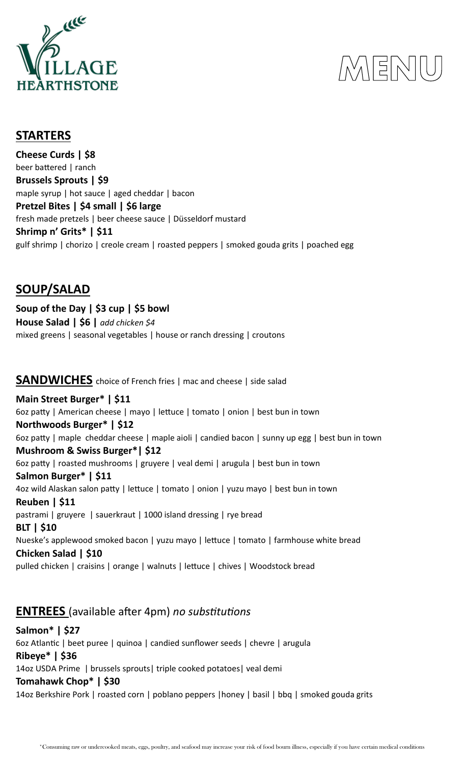VILLAGE HEARTHSTONE

# MENU

## STARTERS

**Cheese Curds | $8**
beer battered | ranch
**Brussels Sprouts | $9**
maple syrup | hot sauce | aged cheddar | bacon
**Pretzel Bites | $4 small | $6 large**
fresh made pretzels | beer cheese sauce | Düsseldorf mustard
**Shrimp n' Grits* | $11**
gulf shrimp | chorizo | creole cream | roasted peppers | smoked gouda grits | poached egg

## SOUP/SALAD

**Soup of the Day | $3 cup | $5 bowl**
**House Salad | $6 |** *add chicken $4*
mixed greens | seasonal vegetables | house or ranch dressing | croutons

## SANDWICHES choice of French fries | mac and cheese | side salad

**Main Street Burger* | $11**
6oz patty | American cheese | mayo | lettuce | tomato | onion | best bun in town
**Northwoods Burger* | $12**
6oz patty | maple cheddar cheese | maple aioli | candied bacon | sunny up egg | best bun in town
**Mushroom & Swiss Burger*| $12**
6oz patty | roasted mushrooms | gruyere | veal demi | arugula | best bun in town
**Salmon Burger* | $11**
4oz wild Alaskan salon patty | lettuce | tomato | onion | yuzu mayo | best bun in town
**Reuben | $11**
pastrami | gruyere | sauerkraut | 1000 island dressing | rye bread
**BLT | $10**
Nueske's applewood smoked bacon | yuzu mayo | lettuce | tomato | farmhouse white bread
**Chicken Salad | $10**
pulled chicken | craisins | orange | walnuts | lettuce | chives | Woodstock bread

## ENTREES (available after 4pm) *no substitutions*

**Salmon* | $27**
6oz Atlantic | beet puree | quinoa | candied sunflower seeds | chevre | arugula
**Ribeye* | $36**
14oz USDA Prime | brussels sprouts| triple cooked potatoes| veal demi
**Tomahawk Chop* | $30**
14oz Berkshire Pork | roasted corn | poblano peppers |honey | basil | bbq | smoked gouda grits

*Consuming raw or undercooked meats, eggs, poultry, and seafood may increase your risk of food bourn illness, especially if you have certain medical conditions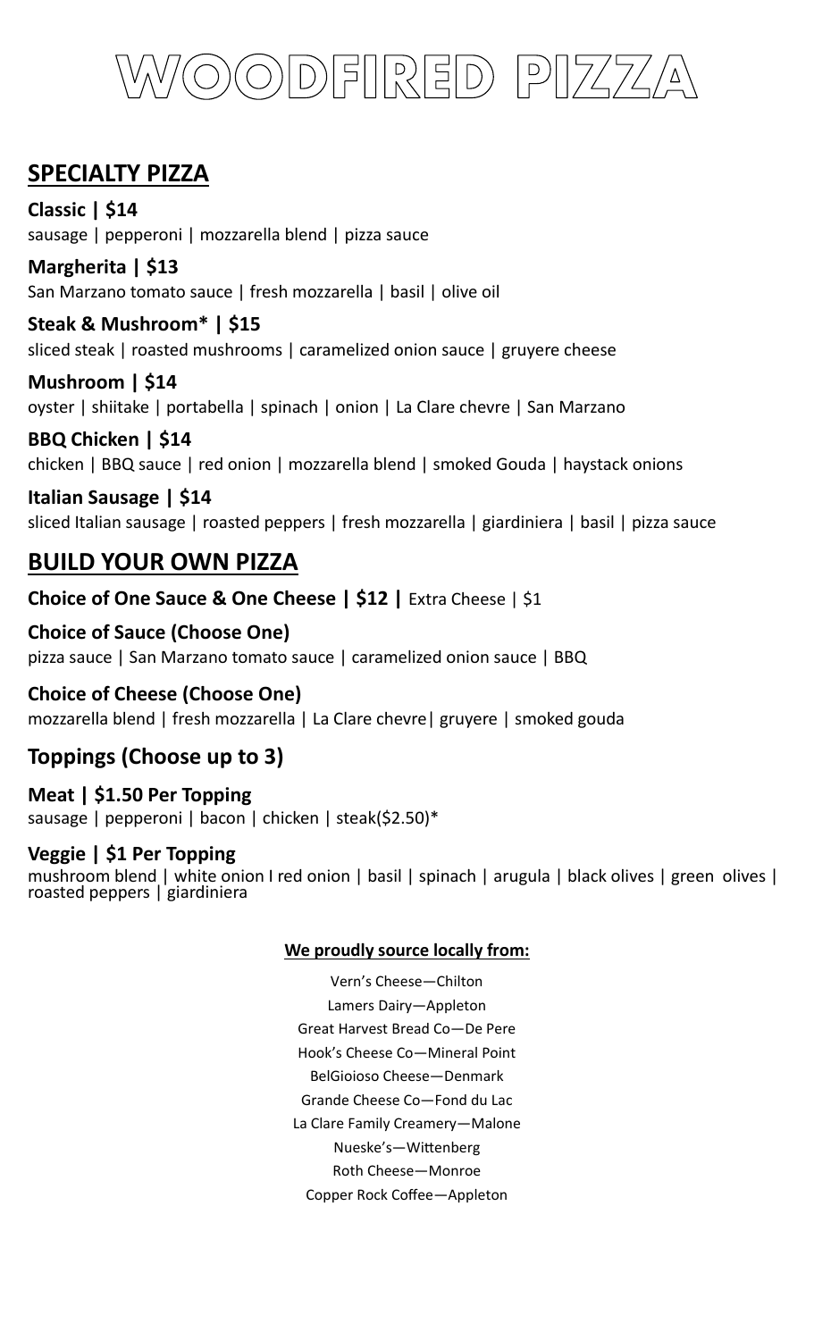# WOODFIRED PIZZA

## SPECIALTY PIZZA

**Classic | $14**
sausage | pepperoni | mozzarella blend | pizza sauce

**Margherita | $13**
San Marzano tomato sauce | fresh mozzarella | basil | olive oil

**Steak & Mushroom* | $15**
sliced steak | roasted mushrooms | caramelized onion sauce | gruyere cheese

**Mushroom | $14**
oyster | shiitake | portabella | spinach | onion | La Clare chevre | San Marzano

**BBQ Chicken | $14**
chicken | BBQ sauce | red onion | mozzarella blend | smoked Gouda | haystack onions

**Italian Sausage | $14**
sliced Italian sausage | roasted peppers | fresh mozzarella | giardiniera | basil | pizza sauce

## BUILD YOUR OWN PIZZA

**Choice of One Sauce & One Cheese | $12 |** Extra Cheese | $1

**Choice of Sauce (Choose One)**
pizza sauce | San Marzano tomato sauce | caramelized onion sauce | BBQ

**Choice of Cheese (Choose One)**
mozzarella blend | fresh mozzarella | La Clare chevre| gruyere | smoked gouda

### Toppings (Choose up to 3)

**Meat | $1.50 Per Topping**
sausage | pepperoni | bacon | chicken | steak($2.50)*

**Veggie | $1 Per Topping**
mushroom blend | white onion I red onion | basil | spinach | arugula | black olives | green olives | roasted peppers | giardiniera

**We proudly source locally from:**

Vern's Cheese—Chilton
Lamers Dairy—Appleton
Great Harvest Bread Co—De Pere
Hook's Cheese Co—Mineral Point
BelGioioso Cheese—Denmark
Grande Cheese Co—Fond du Lac
La Clare Family Creamery—Malone
Nueske's—Wittenberg
Roth Cheese—Monroe
Copper Rock Coffee—Appleton